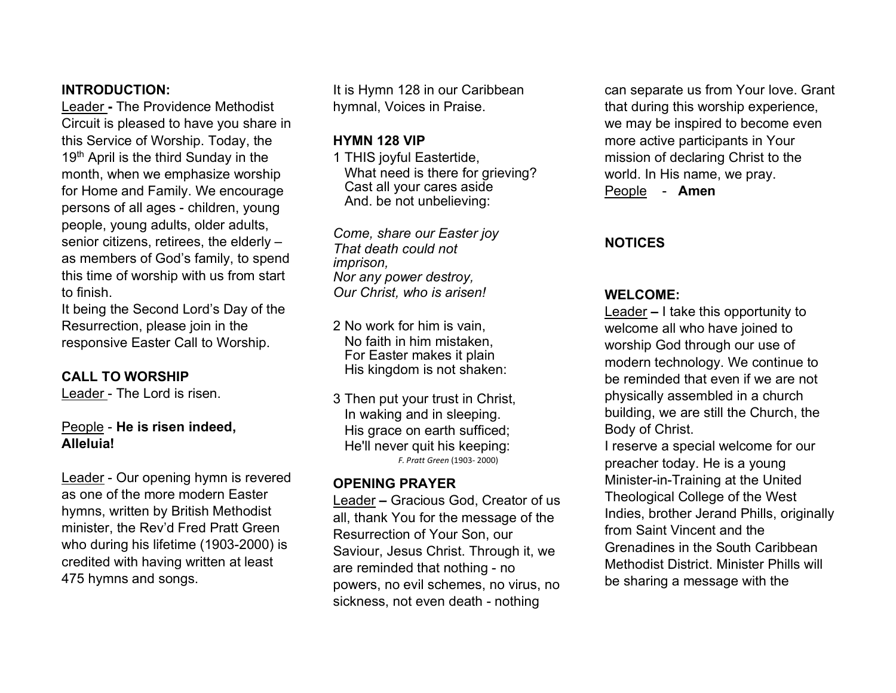**INTRODUCTION:**

Leader - The Providence Methodist Circuit is pleased to have you share in this Service of Worship. Today, the 19th April is the third Sunday in the month, when we emphasize worship for Home and Family. We encourage persons of all ages - children, young people, young adults, older adults, senior citizens, retirees, the elderly – as members of God's family, to spend this time of worship with us from start to finish.

It being the Second Lord's Day of the Resurrection, please join in the responsive Easter Call to Worship.

**CALL TO WORSHIP**

Leader - The Lord is risen.

People - **He is risen indeed, Alleluia!**

Leader - Our opening hymn is revered as one of the more modern Easter hymns, written by British Methodist minister, the Rev'd Fred Pratt Green who during his lifetime (1903-2000) is credited with having written at least 475 hymns and songs. It is Hymn 128 in our Caribbean hymnal, Voices in Praise.

**HYMN 128 VIP**

1 THIS joyful Eastertide,
What need is there for grieving?
Cast all your cares aside
And. be not unbelieving:

*Come, share our Easter joy*
*That death could not imprison,*
*Nor any power destroy,*
*Our Christ, who is arisen!*

2 No work for him is vain,
No faith in him mistaken,
For Easter makes it plain
His kingdom is not shaken:

3 Then put your trust in Christ,
In waking and in sleeping.
His grace on earth sufficed;
He'll never quit his keeping:

*F. Pratt Green* (1903- 2000)

**OPENING PRAYER**

Leader – Gracious God, Creator of us all, thank You for the message of the Resurrection of Your Son, our Saviour, Jesus Christ. Through it, we are reminded that nothing - no powers, no evil schemes, no virus, no sickness, not even death - nothing can separate us from Your love. Grant that during this worship experience, we may be inspired to become even more active participants in Your mission of declaring Christ to the world. In His name, we pray.

People - **Amen**

**NOTICES**

**WELCOME:**

Leader – I take this opportunity to welcome all who have joined to worship God through our use of modern technology. We continue to be reminded that even if we are not physically assembled in a church building, we are still the Church, the Body of Christ.

I reserve a special welcome for our preacher today. He is a young Minister-in-Training at the United Theological College of the West Indies, brother Jerand Phills, originally from Saint Vincent and the Grenadines in the South Caribbean Methodist District. Minister Phills will be sharing a message with the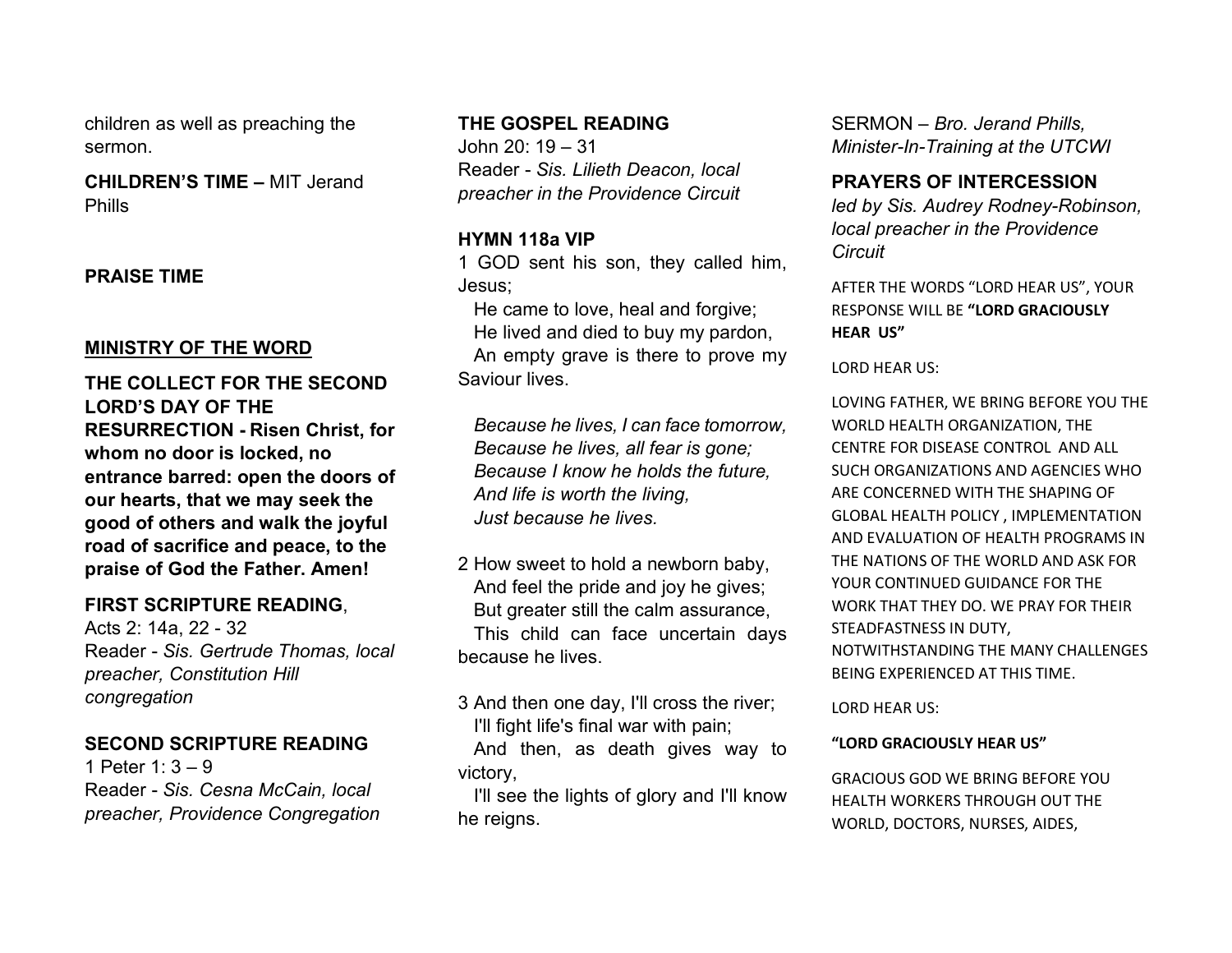children as well as preaching the sermon.

**CHILDREN'S TIME –** MIT Jerand Phills

**PRAISE TIME**

**MINISTRY OF THE WORD**

**THE COLLECT FOR THE SECOND LORD'S DAY OF THE RESURRECTION - Risen Christ, for whom no door is locked, no entrance barred: open the doors of our hearts, that we may seek the good of others and walk the joyful road of sacrifice and peace, to the praise of God the Father. Amen!**

**FIRST SCRIPTURE READING**,
Acts 2: 14a, 22 - 32
Reader - *Sis. Gertrude Thomas, local preacher, Constitution Hill congregation*

**SECOND SCRIPTURE READING**
1 Peter 1: 3 – 9
Reader - *Sis. Cesna McCain, local preacher, Providence Congregation*

**THE GOSPEL READING**
John 20: 19 – 31
Reader - *Sis. Lilieth Deacon, local preacher in the Providence Circuit*

**HYMN 118a VIP**

1 GOD sent his son, they called him, Jesus;
He came to love, heal and forgive;
He lived and died to buy my pardon,
An empty grave is there to prove my Saviour lives.

*Because he lives, I can face tomorrow,*
*Because he lives, all fear is gone;*
*Because I know he holds the future,*
*And life is worth the living,*
*Just because he lives.*

2 How sweet to hold a newborn baby,
And feel the pride and joy he gives;
But greater still the calm assurance,
This child can face uncertain days because he lives.

3 And then one day, I'll cross the river;
I'll fight life's final war with pain;
And then, as death gives way to victory,
I'll see the lights of glory and I'll know he reigns.

SERMON – *Bro. Jerand Phills, Minister-In-Training at the UTCWI*

**PRAYERS OF INTERCESSION**
*led by Sis. Audrey Rodney-Robinson, local preacher in the Providence Circuit*

AFTER THE WORDS "LORD HEAR US", YOUR RESPONSE WILL BE **"LORD GRACIOUSLY HEAR US"**

LORD HEAR US:

LOVING FATHER, WE BRING BEFORE YOU THE WORLD HEALTH ORGANIZATION, THE CENTRE FOR DISEASE CONTROL AND ALL SUCH ORGANIZATIONS AND AGENCIES WHO ARE CONCERNED WITH THE SHAPING OF GLOBAL HEALTH POLICY , IMPLEMENTATION AND EVALUATION OF HEALTH PROGRAMS IN THE NATIONS OF THE WORLD AND ASK FOR YOUR CONTINUED GUIDANCE FOR THE WORK THAT THEY DO. WE PRAY FOR THEIR STEADFASTNESS IN DUTY, NOTWITHSTANDING THE MANY CHALLENGES BEING EXPERIENCED AT THIS TIME.

LORD HEAR US:

**"LORD GRACIOUSLY HEAR US"**

GRACIOUS GOD WE BRING BEFORE YOU HEALTH WORKERS THROUGH OUT THE WORLD, DOCTORS, NURSES, AIDES,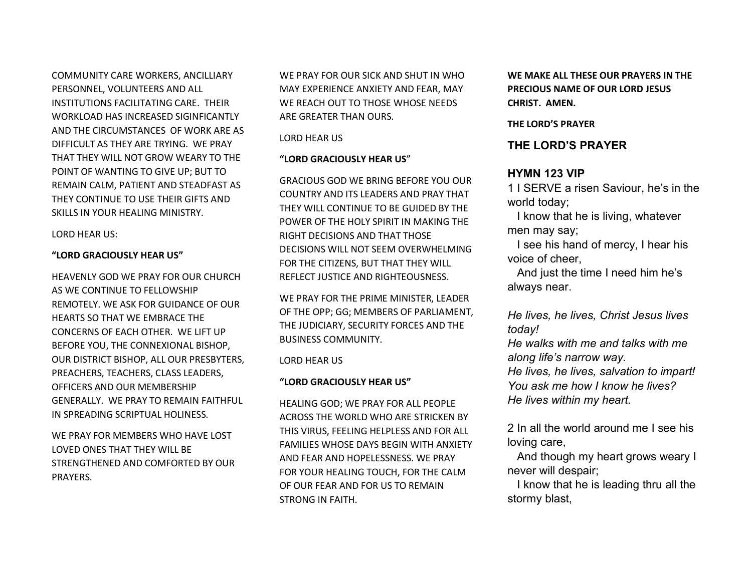COMMUNITY CARE WORKERS, ANCILLIARY PERSONNEL, VOLUNTEERS AND ALL INSTITUTIONS FACILITATING CARE. THEIR WORKLOAD HAS INCREASED SIGINFICANTLY AND THE CIRCUMSTANCES OF WORK ARE AS DIFFICULT AS THEY ARE TRYING. WE PRAY THAT THEY WILL NOT GROW WEARY TO THE POINT OF WANTING TO GIVE UP; BUT TO REMAIN CALM, PATIENT AND STEADFAST AS THEY CONTINUE TO USE THEIR GIFTS AND SKILLS IN YOUR HEALING MINISTRY.

LORD HEAR US:

**"LORD GRACIOUSLY HEAR US"**

HEAVENLY GOD WE PRAY FOR OUR CHURCH AS WE CONTINUE TO FELLOWSHIP REMOTELY. WE ASK FOR GUIDANCE OF OUR HEARTS SO THAT WE EMBRACE THE CONCERNS OF EACH OTHER. WE LIFT UP BEFORE YOU, THE CONNEXIONAL BISHOP, OUR DISTRICT BISHOP, ALL OUR PRESBYTERS, PREACHERS, TEACHERS, CLASS LEADERS, OFFICERS AND OUR MEMBERSHIP GENERALLY. WE PRAY TO REMAIN FAITHFUL IN SPREADING SCRIPTUAL HOLINESS.

WE PRAY FOR MEMBERS WHO HAVE LOST LOVED ONES THAT THEY WILL BE STRENGTHENED AND COMFORTED BY OUR PRAYERS.

WE PRAY FOR OUR SICK AND SHUT IN WHO MAY EXPERIENCE ANXIETY AND FEAR, MAY WE REACH OUT TO THOSE WHOSE NEEDS ARE GREATER THAN OURS.

LORD HEAR US

**"LORD GRACIOUSLY HEAR US"**

GRACIOUS GOD WE BRING BEFORE YOU OUR COUNTRY AND ITS LEADERS AND PRAY THAT THEY WILL CONTINUE TO BE GUIDED BY THE POWER OF THE HOLY SPIRIT IN MAKING THE RIGHT DECISIONS AND THAT THOSE DECISIONS WILL NOT SEEM OVERWHELMING FOR THE CITIZENS, BUT THAT THEY WILL REFLECT JUSTICE AND RIGHTEOUSNESS.

WE PRAY FOR THE PRIME MINISTER, LEADER OF THE OPP; GG; MEMBERS OF PARLIAMENT, THE JUDICIARY, SECURITY FORCES AND THE BUSINESS COMMUNITY.

LORD HEAR US

**"LORD GRACIOUSLY HEAR US"**

HEALING GOD; WE PRAY FOR ALL PEOPLE ACROSS THE WORLD WHO ARE STRICKEN BY THIS VIRUS, FEELING HELPLESS AND FOR ALL FAMILIES WHOSE DAYS BEGIN WITH ANXIETY AND FEAR AND HOPELESSNESS. WE PRAY FOR YOUR HEALING TOUCH, FOR THE CALM OF OUR FEAR AND FOR US TO REMAIN STRONG IN FAITH.

**WE MAKE ALL THESE OUR PRAYERS IN THE PRECIOUS NAME OF OUR LORD JESUS CHRIST. AMEN.**

**THE LORD'S PRAYER**

## THE LORD'S PRAYER

## HYMN 123 VIP

1 I SERVE a risen Saviour, he's in the world today;
I know that he is living, whatever men may say;
I see his hand of mercy, I hear his voice of cheer,
And just the time I need him he's always near.

*He lives, he lives, Christ Jesus lives today!*
*He walks with me and talks with me along life's narrow way.*
*He lives, he lives, salvation to impart!*
*You ask me how I know he lives?*
*He lives within my heart.*

2 In all the world around me I see his loving care,
And though my heart grows weary I never will despair;
I know that he is leading thru all the stormy blast,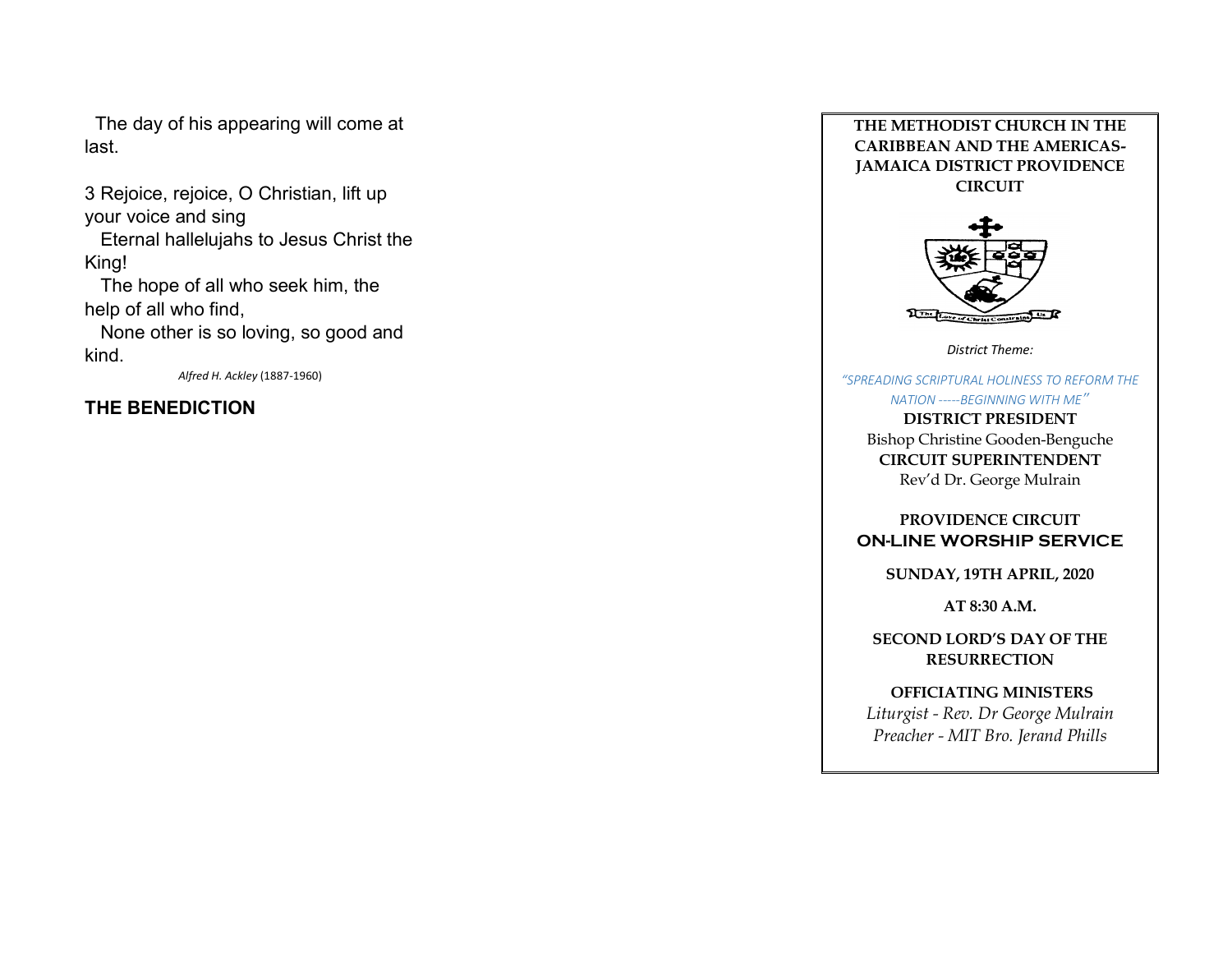The day of his appearing will come at last.

3 Rejoice, rejoice, O Christian, lift up your voice and sing
Eternal hallelujahs to Jesus Christ the King!
The hope of all who seek him, the help of all who find,
None other is so loving, so good and kind.

*Alfred H. Ackley* (1887-1960)

**THE BENEDICTION**

**THE METHODIST CHURCH IN THE CARIBBEAN AND THE AMERICAS-JAMAICA DISTRICT PROVIDENCE CIRCUIT**

The Love of Christ Constrains Us

*District Theme:*

*"SPREADING SCRIPTURAL HOLINESS TO REFORM THE NATION -----BEGINNING WITH ME"*

**DISTRICT PRESIDENT**
Bishop Christine Gooden-Benguche
**CIRCUIT SUPERINTENDENT**
Rev'd Dr. George Mulrain

**PROVIDENCE CIRCUIT**
**ON-LINE WORSHIP SERVICE**

**SUNDAY, 19TH APRIL, 2020**

**AT 8:30 A.M.**

**SECOND LORD'S DAY OF THE RESURRECTION**

**OFFICIATING MINISTERS**
*Liturgist - Rev. Dr George Mulrain*
*Preacher - MIT Bro. Jerand Phills*